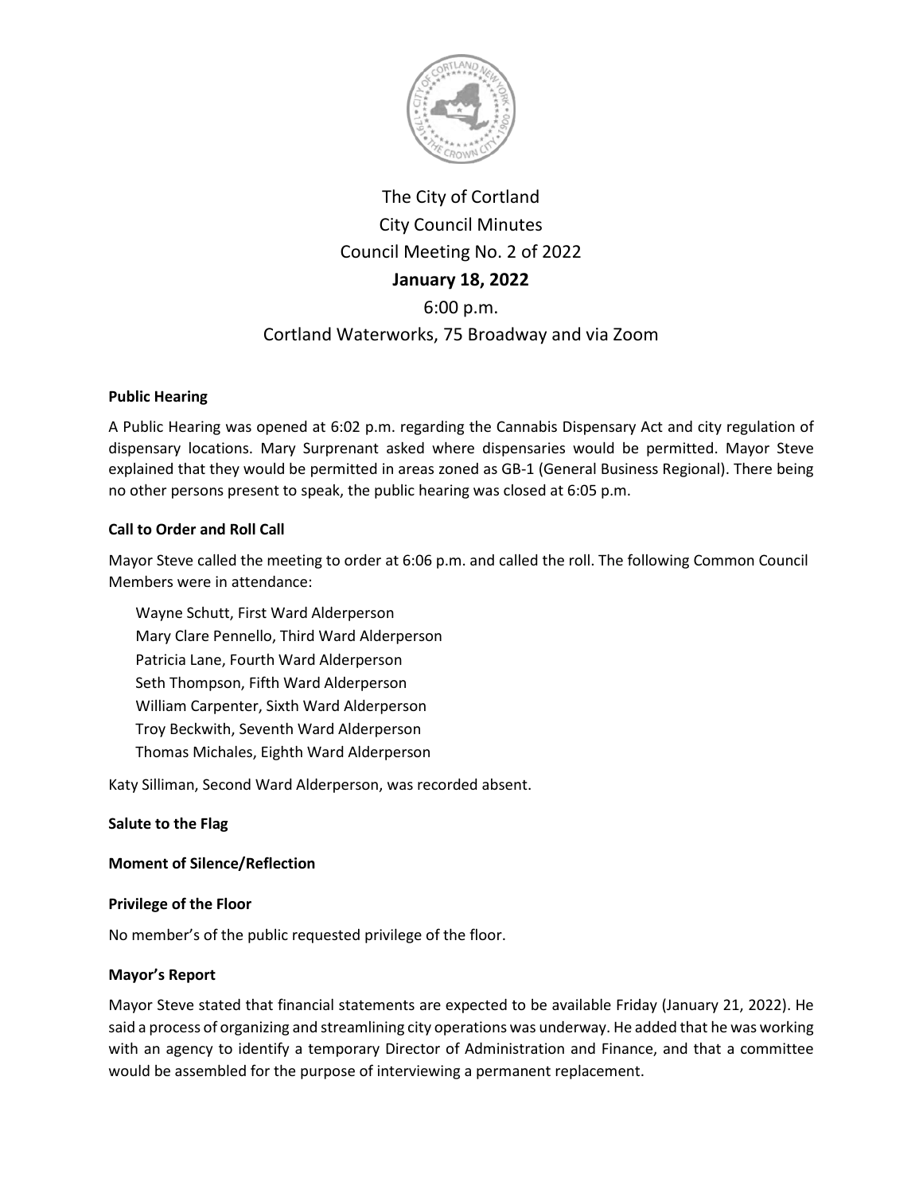# The City of Cortland
## City Council Minutes
## Council Meeting No. 2 of 2022
## **January 18, 2022**
6:00 p.m.

Cortland Waterworks, 75 Broadway and via Zoom

**Public Hearing**

A Public Hearing was opened at 6:02 p.m. regarding the Cannabis Dispensary Act and city regulation of dispensary locations. Mary Surprenant asked where dispensaries would be permitted. Mayor Steve explained that they would be permitted in areas zoned as GB-1 (General Business Regional). There being no other persons present to speak, the public hearing was closed at 6:05 p.m.

**Call to Order and Roll Call**

Mayor Steve called the meeting to order at 6:06 p.m. and called the roll. The following Common Council Members were in attendance:

Wayne Schutt, First Ward Alderperson
Mary Clare Pennello, Third Ward Alderperson
Patricia Lane, Fourth Ward Alderperson
Seth Thompson, Fifth Ward Alderperson
William Carpenter, Sixth Ward Alderperson
Troy Beckwith, Seventh Ward Alderperson
Thomas Michales, Eighth Ward Alderperson

Katy Silliman, Second Ward Alderperson, was recorded absent.

**Salute to the Flag**

**Moment of Silence/Reflection**

**Privilege of the Floor**

No member's of the public requested privilege of the floor.

**Mayor's Report**

Mayor Steve stated that financial statements are expected to be available Friday (January 21, 2022). He said a process of organizing and streamlining city operations was underway. He added that he was working with an agency to identify a temporary Director of Administration and Finance, and that a committee would be assembled for the purpose of interviewing a permanent replacement.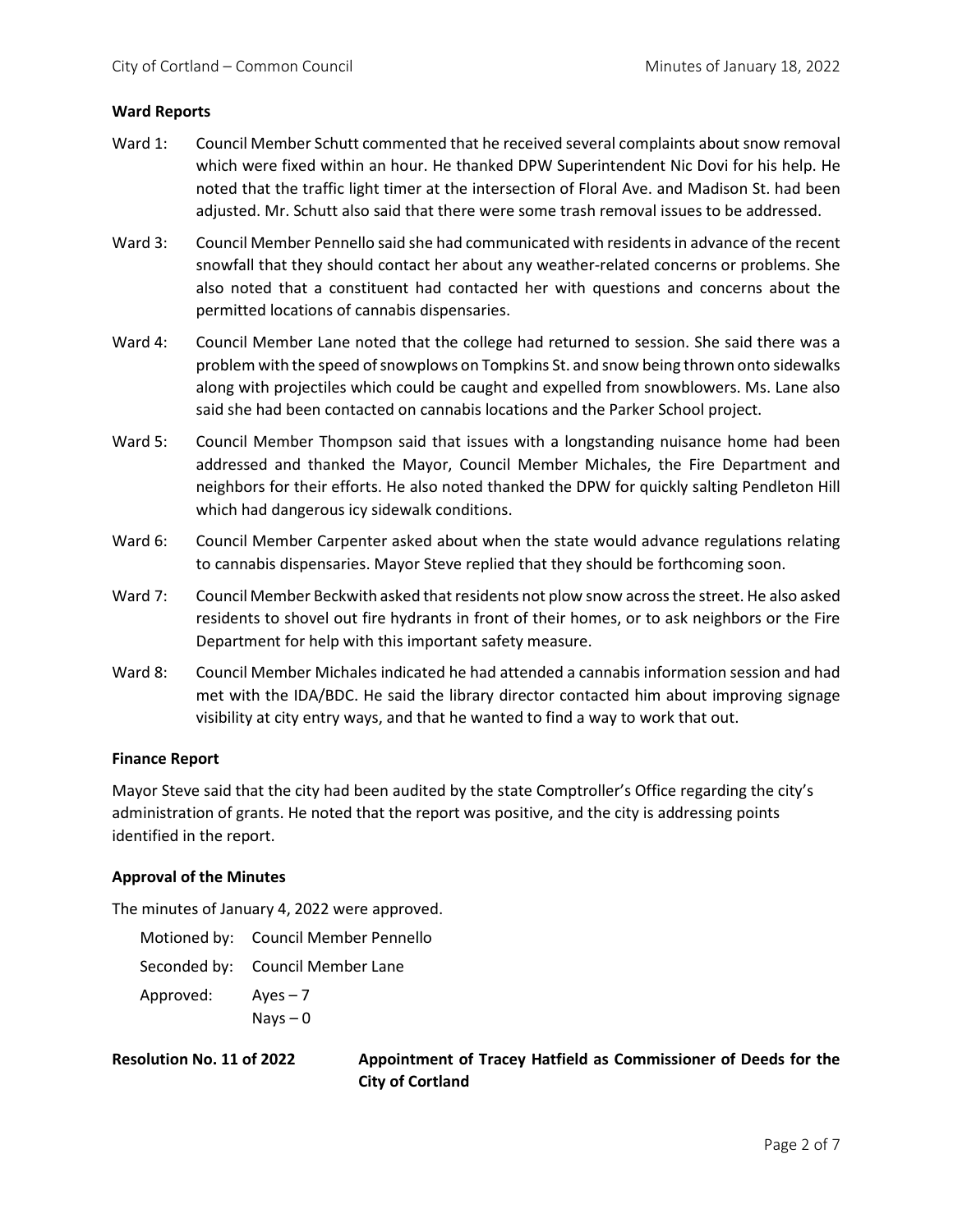**Ward Reports**

Ward 1: Council Member Schutt commented that he received several complaints about snow removal which were fixed within an hour. He thanked DPW Superintendent Nic Dovi for his help. He noted that the traffic light timer at the intersection of Floral Ave. and Madison St. had been adjusted. Mr. Schutt also said that there were some trash removal issues to be addressed.

Ward 3: Council Member Pennello said she had communicated with residents in advance of the recent snowfall that they should contact her about any weather-related concerns or problems. She also noted that a constituent had contacted her with questions and concerns about the permitted locations of cannabis dispensaries.

Ward 4: Council Member Lane noted that the college had returned to session. She said there was a problem with the speed of snowplows on Tompkins St. and snow being thrown onto sidewalks along with projectiles which could be caught and expelled from snowblowers. Ms. Lane also said she had been contacted on cannabis locations and the Parker School project.

Ward 5: Council Member Thompson said that issues with a longstanding nuisance home had been addressed and thanked the Mayor, Council Member Michales, the Fire Department and neighbors for their efforts. He also noted thanked the DPW for quickly salting Pendleton Hill which had dangerous icy sidewalk conditions.

Ward 6: Council Member Carpenter asked about when the state would advance regulations relating to cannabis dispensaries. Mayor Steve replied that they should be forthcoming soon.

Ward 7: Council Member Beckwith asked that residents not plow snow across the street. He also asked residents to shovel out fire hydrants in front of their homes, or to ask neighbors or the Fire Department for help with this important safety measure.

Ward 8: Council Member Michales indicated he had attended a cannabis information session and had met with the IDA/BDC. He said the library director contacted him about improving signage visibility at city entry ways, and that he wanted to find a way to work that out.

**Finance Report**

Mayor Steve said that the city had been audited by the state Comptroller's Office regarding the city's administration of grants. He noted that the report was positive, and the city is addressing points identified in the report.

**Approval of the Minutes**

The minutes of January 4, 2022 were approved.

Motioned by: Council Member Pennello
Seconded by: Council Member Lane
Approved: Ayes – 7
Nays – 0

**Resolution No. 11 of 2022** **Appointment of Tracey Hatfield as Commissioner of Deeds for the City of Cortland**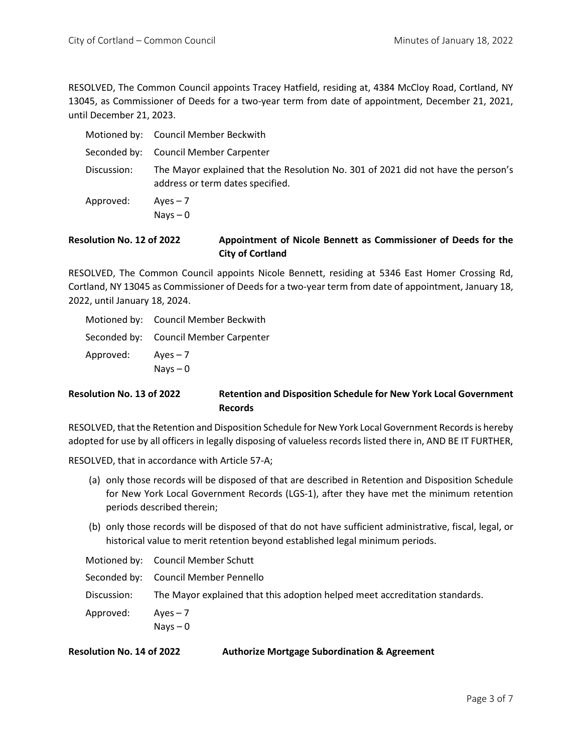RESOLVED, The Common Council appoints Tracey Hatfield, residing at, 4384 McCloy Road, Cortland, NY 13045, as Commissioner of Deeds for a two-year term from date of appointment, December 21, 2021, until December 21, 2023.

Motioned by: Council Member Beckwith

Seconded by: Council Member Carpenter

Discussion: The Mayor explained that the Resolution No. 301 of 2021 did not have the person's address or term dates specified.

Approved: Ayes – 7
Nays – 0

**Resolution No. 12 of 2022** **Appointment of Nicole Bennett as Commissioner of Deeds for the City of Cortland**

RESOLVED, The Common Council appoints Nicole Bennett, residing at 5346 East Homer Crossing Rd, Cortland, NY 13045 as Commissioner of Deeds for a two-year term from date of appointment, January 18, 2022, until January 18, 2024.

Motioned by: Council Member Beckwith

Seconded by: Council Member Carpenter

Approved: Ayes – 7
Nays – 0

**Resolution No. 13 of 2022** **Retention and Disposition Schedule for New York Local Government Records**

RESOLVED, that the Retention and Disposition Schedule for New York Local Government Records is hereby adopted for use by all officers in legally disposing of valueless records listed there in, AND BE IT FURTHER,

RESOLVED, that in accordance with Article 57-A;

(a) only those records will be disposed of that are described in Retention and Disposition Schedule for New York Local Government Records (LGS-1), after they have met the minimum retention periods described therein;

(b) only those records will be disposed of that do not have sufficient administrative, fiscal, legal, or historical value to merit retention beyond established legal minimum periods.

Motioned by: Council Member Schutt

Seconded by: Council Member Pennello

Discussion: The Mayor explained that this adoption helped meet accreditation standards.

Approved: Ayes – 7
Nays – 0

**Resolution No. 14 of 2022** **Authorize Mortgage Subordination & Agreement**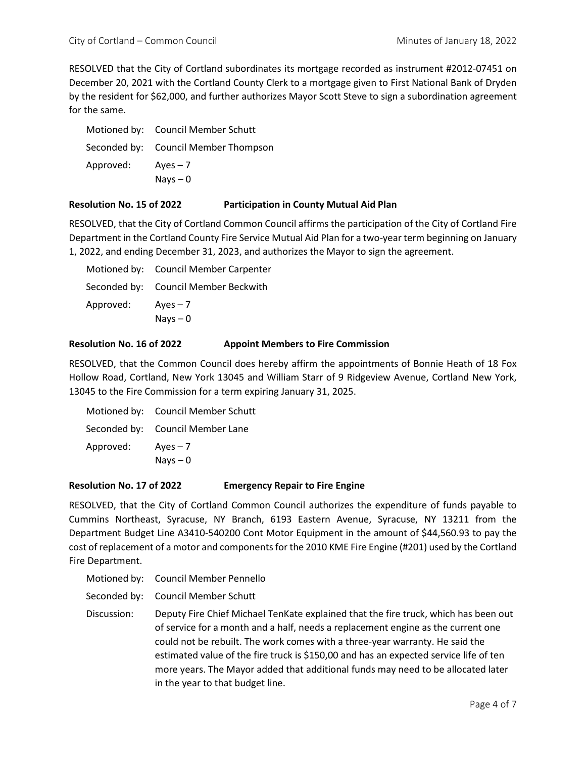RESOLVED that the City of Cortland subordinates its mortgage recorded as instrument #2012-07451 on December 20, 2021 with the Cortland County Clerk to a mortgage given to First National Bank of Dryden by the resident for $62,000, and further authorizes Mayor Scott Steve to sign a subordination agreement for the same.

Motioned by: Council Member Schutt
Seconded by: Council Member Thompson
Approved: Ayes – 7
Nays – 0

**Resolution No. 15 of 2022 Participation in County Mutual Aid Plan**

RESOLVED, that the City of Cortland Common Council affirms the participation of the City of Cortland Fire Department in the Cortland County Fire Service Mutual Aid Plan for a two-year term beginning on January 1, 2022, and ending December 31, 2023, and authorizes the Mayor to sign the agreement.

Motioned by: Council Member Carpenter
Seconded by: Council Member Beckwith
Approved: Ayes – 7
Nays – 0

**Resolution No. 16 of 2022 Appoint Members to Fire Commission**

RESOLVED, that the Common Council does hereby affirm the appointments of Bonnie Heath of 18 Fox Hollow Road, Cortland, New York 13045 and William Starr of 9 Ridgeview Avenue, Cortland New York, 13045 to the Fire Commission for a term expiring January 31, 2025.

Motioned by: Council Member Schutt
Seconded by: Council Member Lane
Approved: Ayes – 7
Nays – 0

**Resolution No. 17 of 2022 Emergency Repair to Fire Engine**

RESOLVED, that the City of Cortland Common Council authorizes the expenditure of funds payable to Cummins Northeast, Syracuse, NY Branch, 6193 Eastern Avenue, Syracuse, NY 13211 from the Department Budget Line A3410-540200 Cont Motor Equipment in the amount of $44,560.93 to pay the cost of replacement of a motor and components for the 2010 KME Fire Engine (#201) used by the Cortland Fire Department.

Motioned by: Council Member Pennello
Seconded by: Council Member Schutt
Discussion: Deputy Fire Chief Michael TenKate explained that the fire truck, which has been out of service for a month and a half, needs a replacement engine as the current one could not be rebuilt. The work comes with a three-year warranty. He said the estimated value of the fire truck is $150,00 and has an expected service life of ten more years. The Mayor added that additional funds may need to be allocated later in the year to that budget line.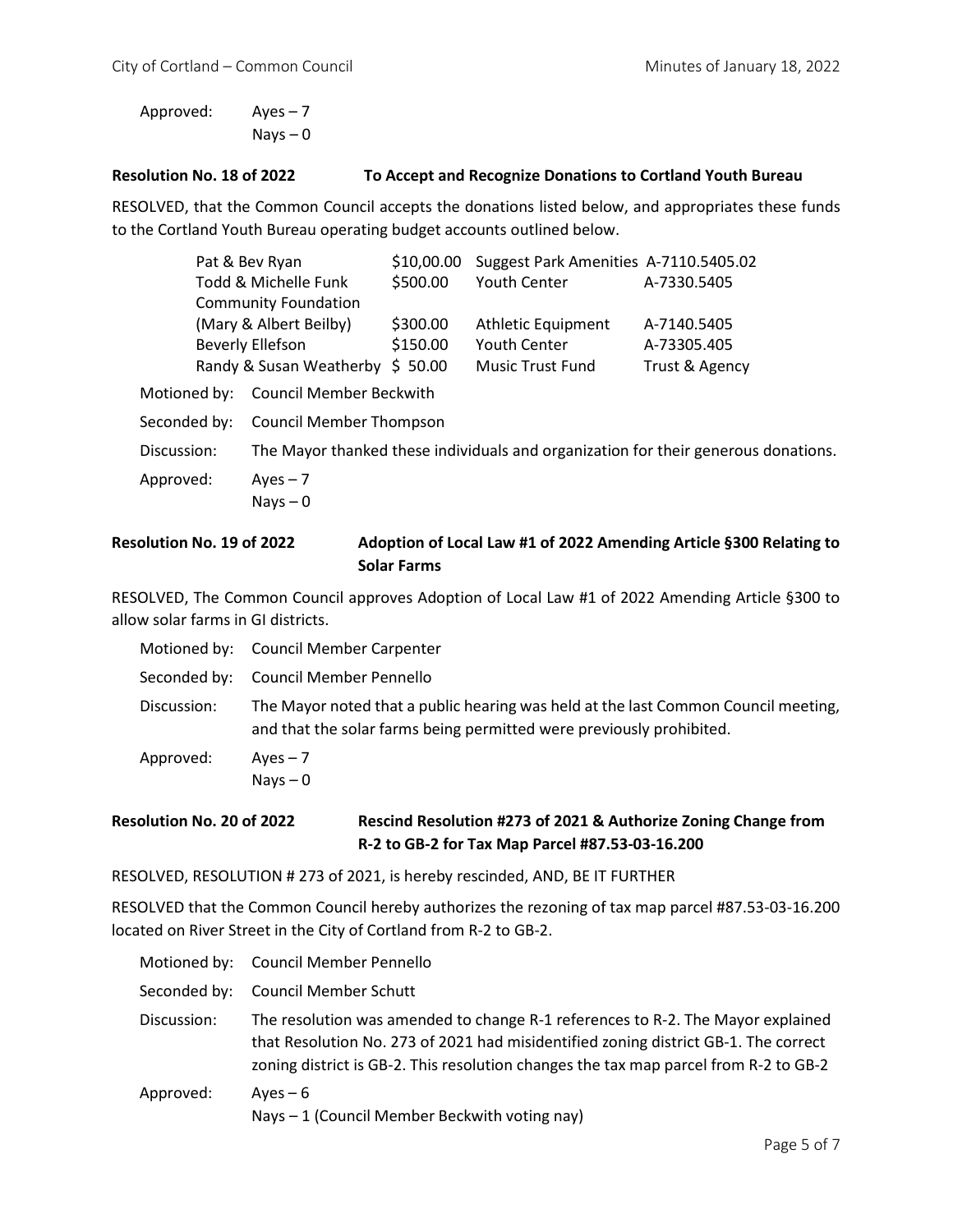Approved: Ayes – 7
Nays – 0

**Resolution No. 18 of 2022 To Accept and Recognize Donations to Cortland Youth Bureau**

RESOLVED, that the Common Council accepts the donations listed below, and appropriates these funds to the Cortland Youth Bureau operating budget accounts outlined below.

| | | | |
|---|---|---|---|
| Pat & Bev Ryan | $10,00.00 | Suggest Park Amenities | A-7110.5405.02 |
| Todd & Michelle Funk | $500.00 | Youth Center | A-7330.5405 |
| Community Foundation (Mary & Albert Beilby) | $300.00 | Athletic Equipment | A-7140.5405 |
| Beverly Ellefson | $150.00 | Youth Center | A-73305.405 |
| Randy & Susan Weatherby | $ 50.00 | Music Trust Fund | Trust & Agency |

Motioned by: Council Member Beckwith

Seconded by: Council Member Thompson

Discussion: The Mayor thanked these individuals and organization for their generous donations.

Approved: Ayes – 7
Nays – 0

**Resolution No. 19 of 2022 Adoption of Local Law #1 of 2022 Amending Article §300 Relating to Solar Farms**

RESOLVED, The Common Council approves Adoption of Local Law #1 of 2022 Amending Article §300 to allow solar farms in GI districts.

Motioned by: Council Member Carpenter

Seconded by: Council Member Pennello

Discussion: The Mayor noted that a public hearing was held at the last Common Council meeting, and that the solar farms being permitted were previously prohibited.

Approved: Ayes – 7
Nays – 0

**Resolution No. 20 of 2022 Rescind Resolution #273 of 2021 & Authorize Zoning Change from R-2 to GB-2 for Tax Map Parcel #87.53-03-16.200**

RESOLVED, RESOLUTION # 273 of 2021, is hereby rescinded, AND, BE IT FURTHER

RESOLVED that the Common Council hereby authorizes the rezoning of tax map parcel #87.53-03-16.200 located on River Street in the City of Cortland from R-2 to GB-2.

Motioned by: Council Member Pennello

Seconded by: Council Member Schutt

Discussion: The resolution was amended to change R-1 references to R-2. The Mayor explained that Resolution No. 273 of 2021 had misidentified zoning district GB-1. The correct zoning district is GB-2. This resolution changes the tax map parcel from R-2 to GB-2

Approved: Ayes – 6
Nays – 1 (Council Member Beckwith voting nay)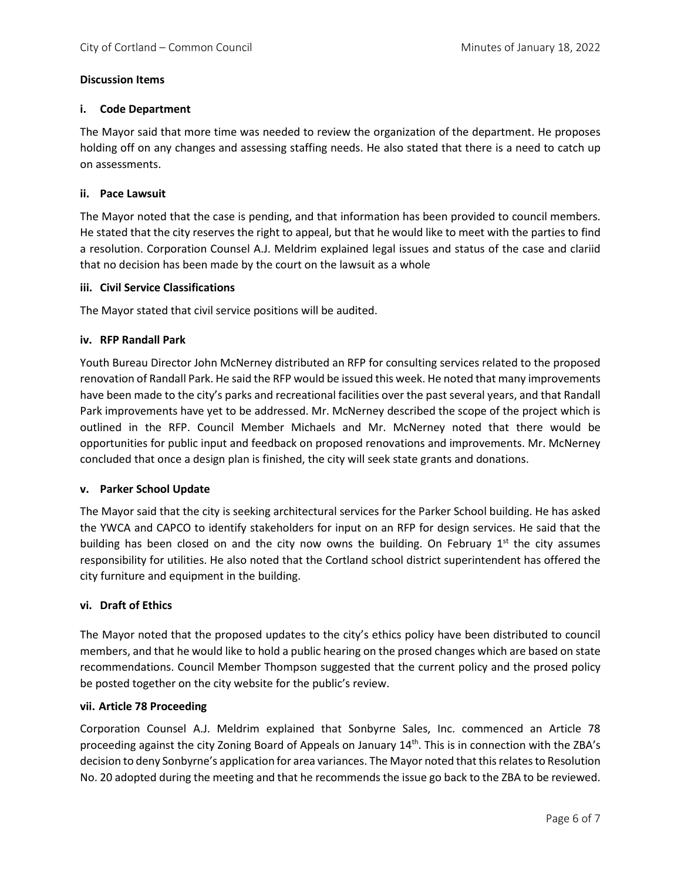**Discussion Items**

**i. Code Department**

The Mayor said that more time was needed to review the organization of the department. He proposes holding off on any changes and assessing staffing needs. He also stated that there is a need to catch up on assessments.

**ii. Pace Lawsuit**

The Mayor noted that the case is pending, and that information has been provided to council members. He stated that the city reserves the right to appeal, but that he would like to meet with the parties to find a resolution. Corporation Counsel A.J. Meldrim explained legal issues and status of the case and clariid that no decision has been made by the court on the lawsuit as a whole

**iii. Civil Service Classifications**

The Mayor stated that civil service positions will be audited.

**iv. RFP Randall Park**

Youth Bureau Director John McNerney distributed an RFP for consulting services related to the proposed renovation of Randall Park. He said the RFP would be issued this week. He noted that many improvements have been made to the city's parks and recreational facilities over the past several years, and that Randall Park improvements have yet to be addressed. Mr. McNerney described the scope of the project which is outlined in the RFP. Council Member Michaels and Mr. McNerney noted that there would be opportunities for public input and feedback on proposed renovations and improvements. Mr. McNerney concluded that once a design plan is finished, the city will seek state grants and donations.

**v. Parker School Update**

The Mayor said that the city is seeking architectural services for the Parker School building. He has asked the YWCA and CAPCO to identify stakeholders for input on an RFP for design services. He said that the building has been closed on and the city now owns the building. On February 1st the city assumes responsibility for utilities. He also noted that the Cortland school district superintendent has offered the city furniture and equipment in the building.

**vi. Draft of Ethics**

The Mayor noted that the proposed updates to the city's ethics policy have been distributed to council members, and that he would like to hold a public hearing on the prosed changes which are based on state recommendations. Council Member Thompson suggested that the current policy and the prosed policy be posted together on the city website for the public's review.

**vii. Article 78 Proceeding**

Corporation Counsel A.J. Meldrim explained that Sonbyrne Sales, Inc. commenced an Article 78 proceeding against the city Zoning Board of Appeals on January 14th. This is in connection with the ZBA's decision to deny Sonbyrne's application for area variances. The Mayor noted that this relates to Resolution No. 20 adopted during the meeting and that he recommends the issue go back to the ZBA to be reviewed.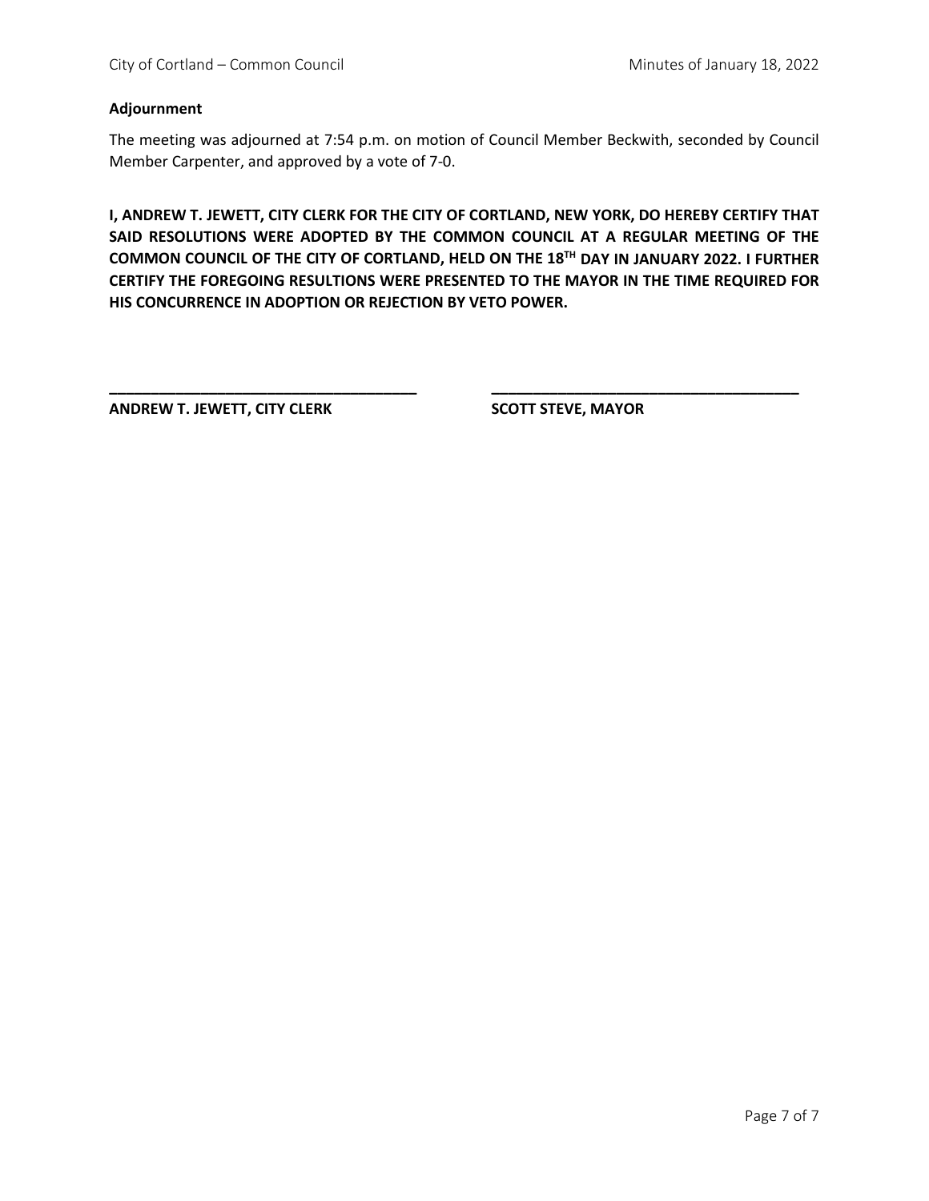**Adjournment**

The meeting was adjourned at 7:54 p.m. on motion of Council Member Beckwith, seconded by Council Member Carpenter, and approved by a vote of 7-0.

**I, ANDREW T. JEWETT, CITY CLERK FOR THE CITY OF CORTLAND, NEW YORK, DO HEREBY CERTIFY THAT SAID RESOLUTIONS WERE ADOPTED BY THE COMMON COUNCIL AT A REGULAR MEETING OF THE COMMON COUNCIL OF THE CITY OF CORTLAND, HELD ON THE 18TH DAY IN JANUARY 2022. I FURTHER CERTIFY THE FOREGOING RESULTIONS WERE PRESENTED TO THE MAYOR IN THE TIME REQUIRED FOR HIS CONCURRENCE IN ADOPTION OR REJECTION BY VETO POWER.**

______________________________________ ______________________________________

**ANDREW T. JEWETT, CITY CLERK** **SCOTT STEVE, MAYOR**